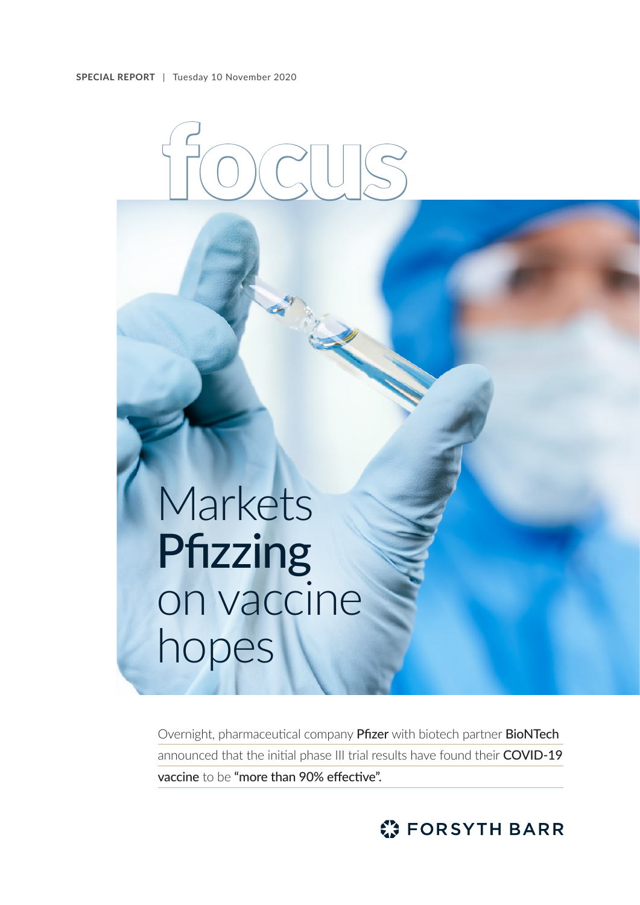**SPECIAL REPORT** | Tuesday 10 November 2020

# focus

# Markets **Pfizzing** on vaccine hopes

Overnight, pharmaceutical company **Pfizer** with biotech partner **BioNTech** announced that the initial phase III trial results have found their **COVID-19 vaccine** to be **"more than 90% effective".**

FORSYTH BARR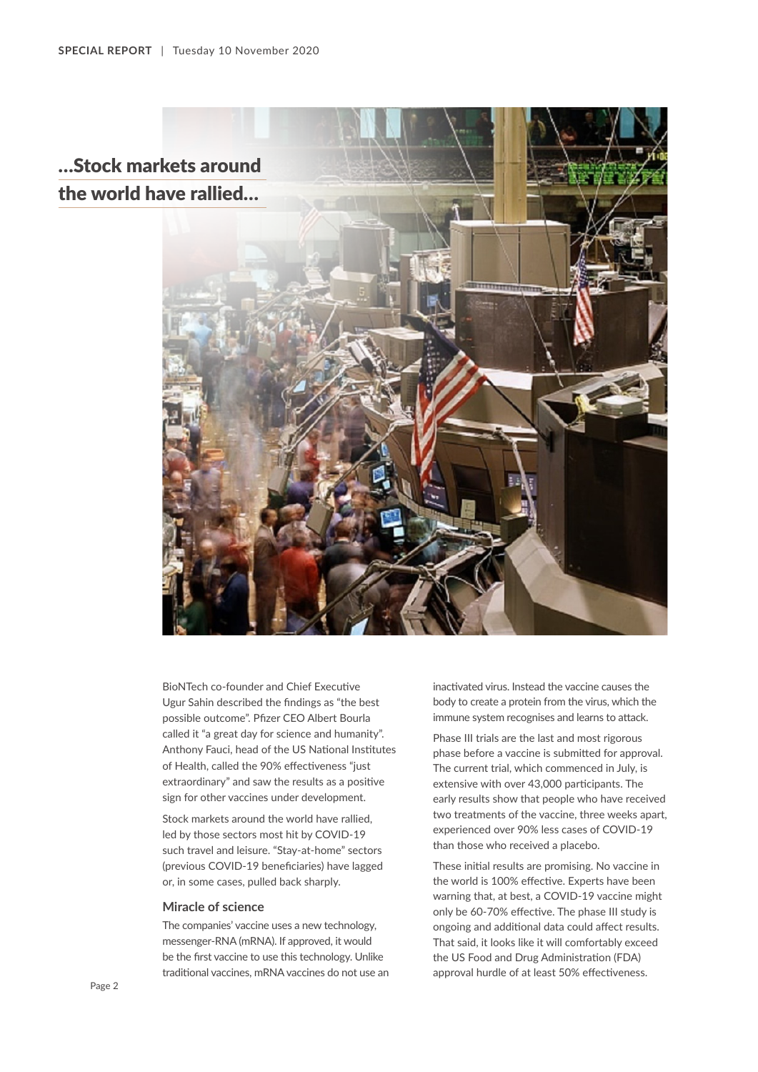## ...Stock markets around the world have rallied...

BioNTech co-founder and Chief Executive Ugur Sahin described the findings as "the best possible outcome". Pfizer CEO Albert Bourla called it "a great day for science and humanity". Anthony Fauci, head of the US National Institutes of Health, called the 90% effectiveness "just extraordinary" and saw the results as a positive sign for other vaccines under development.

Stock markets around the world have rallied, led by those sectors most hit by COVID-19 such travel and leisure. "Stay-at-home" sectors (previous COVID-19 beneficiaries) have lagged or, in some cases, pulled back sharply.

### Miracle of science

The companies' vaccine uses a new technology, messenger-RNA (mRNA). If approved, it would be the first vaccine to use this technology. Unlike traditional vaccines, mRNA vaccines do not use an inactivated virus. Instead the vaccine causes the body to create a protein from the virus, which the immune system recognises and learns to attack.

Phase III trials are the last and most rigorous phase before a vaccine is submitted for approval. The current trial, which commenced in July, is extensive with over 43,000 participants. The early results show that people who have received two treatments of the vaccine, three weeks apart, experienced over 90% less cases of COVID-19 than those who received a placebo.

These initial results are promising. No vaccine in the world is 100% effective. Experts have been warning that, at best, a COVID-19 vaccine might only be 60-70% effective. The phase III study is ongoing and additional data could affect results. That said, it looks like it will comfortably exceed the US Food and Drug Administration (FDA) approval hurdle of at least 50% effectiveness.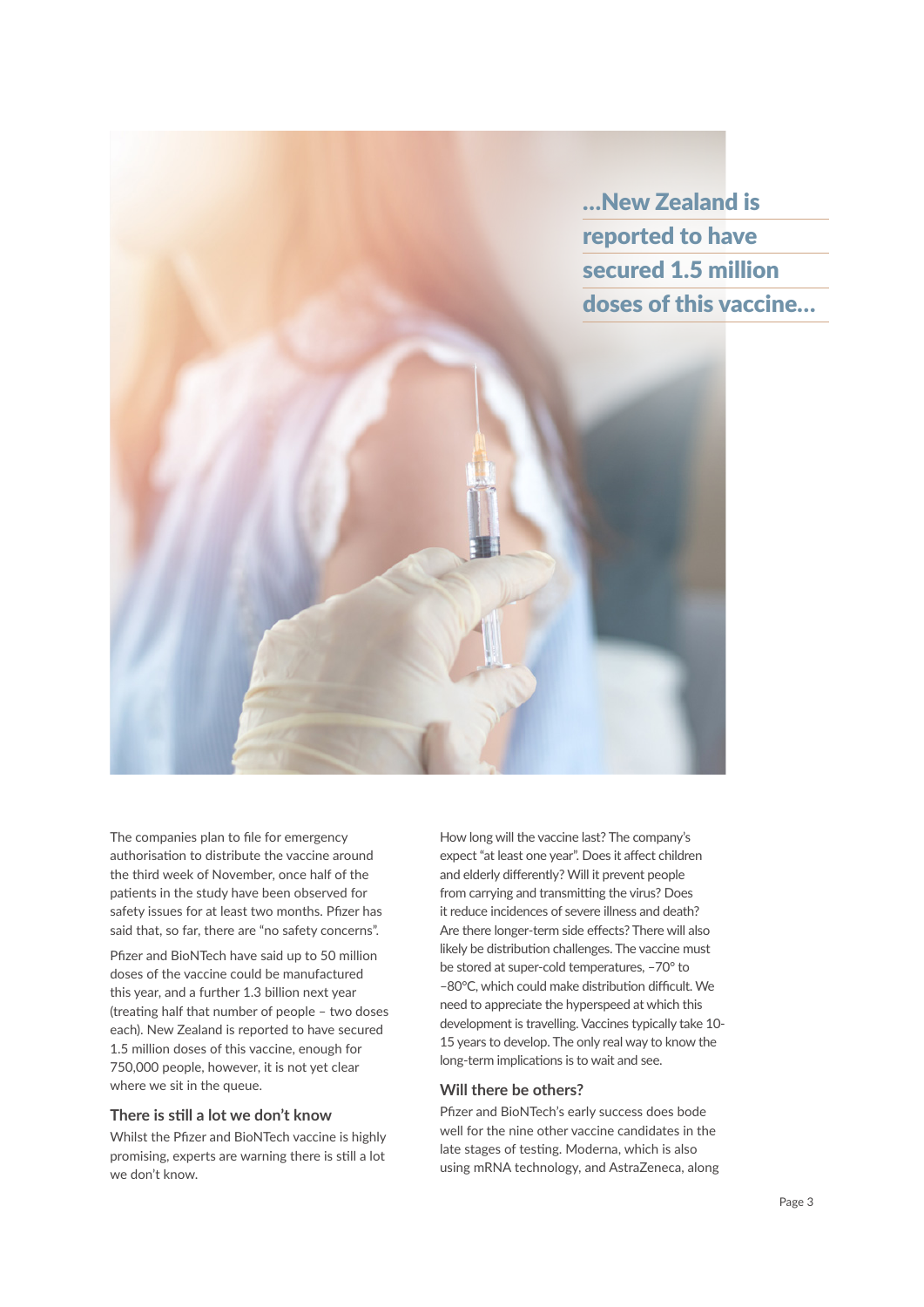...New Zealand is reported to have secured 1.5 million doses of this vaccine...

The companies plan to file for emergency authorisation to distribute the vaccine around the third week of November, once half of the patients in the study have been observed for safety issues for at least two months. Pfizer has said that, so far, there are "no safety concerns".

Pfizer and BioNTech have said up to 50 million doses of the vaccine could be manufactured this year, and a further 1.3 billion next year (treating half that number of people – two doses each). New Zealand is reported to have secured 1.5 million doses of this vaccine, enough for 750,000 people, however, it is not yet clear where we sit in the queue.

### There is still a lot we don't know

Whilst the Pfizer and BioNTech vaccine is highly promising, experts are warning there is still a lot we don't know.

How long will the vaccine last? The company's expect "at least one year". Does it affect children and elderly differently? Will it prevent people from carrying and transmitting the virus? Does it reduce incidences of severe illness and death? Are there longer-term side effects? There will also likely be distribution challenges. The vaccine must be stored at super-cold temperatures, –70° to –80°C, which could make distribution difficult. We need to appreciate the hyperspeed at which this development is travelling. Vaccines typically take 10-15 years to develop. The only real way to know the long-term implications is to wait and see.

### Will there be others?

Pfizer and BioNTech's early success does bode well for the nine other vaccine candidates in the late stages of testing. Moderna, which is also using mRNA technology, and AstraZeneca, along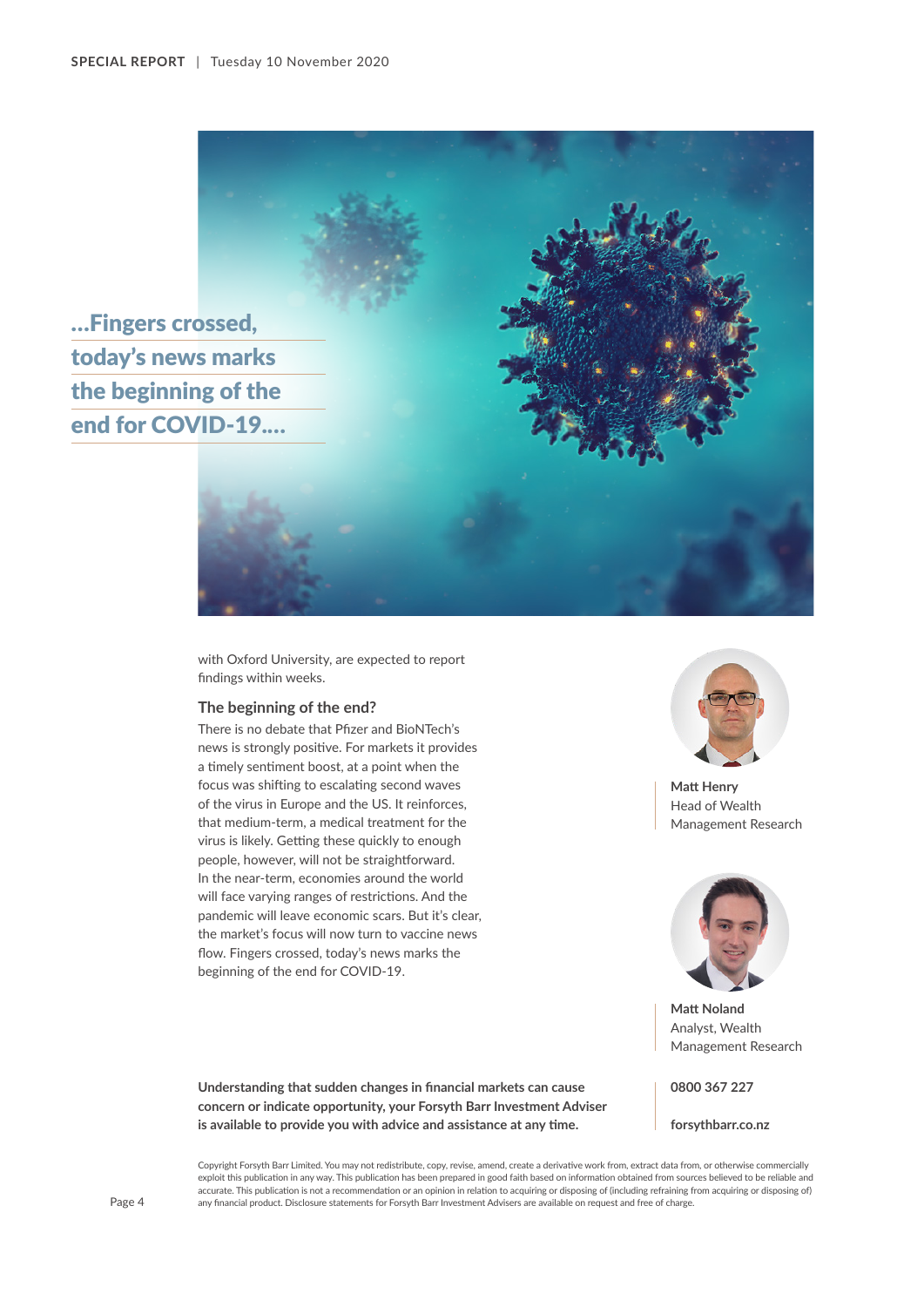...Fingers crossed, today's news marks the beginning of the end for COVID-19....

with Oxford University, are expected to report findings within weeks.

### The beginning of the end?

There is no debate that Pfizer and BioNTech's news is strongly positive. For markets it provides a timely sentiment boost, at a point when the focus was shifting to escalating second waves of the virus in Europe and the US. It reinforces, that medium-term, a medical treatment for the virus is likely. Getting these quickly to enough people, however, will not be straightforward. In the near-term, economies around the world will face varying ranges of restrictions. And the pandemic will leave economic scars. But it's clear, the market's focus will now turn to vaccine news flow. Fingers crossed, today's news marks the beginning of the end for COVID-19.

**Matt Henry**
Head of Wealth Management Research

**Matt Noland**
Analyst, Wealth Management Research

**Understanding that sudden changes in financial markets can cause concern or indicate opportunity, your Forsyth Barr Investment Adviser is available to provide you with advice and assistance at any time.**

**0800 367 227**

**forsythbarr.co.nz**

Copyright Forsyth Barr Limited. You may not redistribute, copy, revise, amend, create a derivative work from, extract data from, or otherwise commercially exploit this publication in any way. This publication has been prepared in good faith based on information obtained from sources believed to be reliable and accurate. This publication is not a recommendation or an opinion in relation to acquiring or disposing of (including refraining from acquiring or disposing of) any financial product. Disclosure statements for Forsyth Barr Investment Advisers are available on request and free of charge.